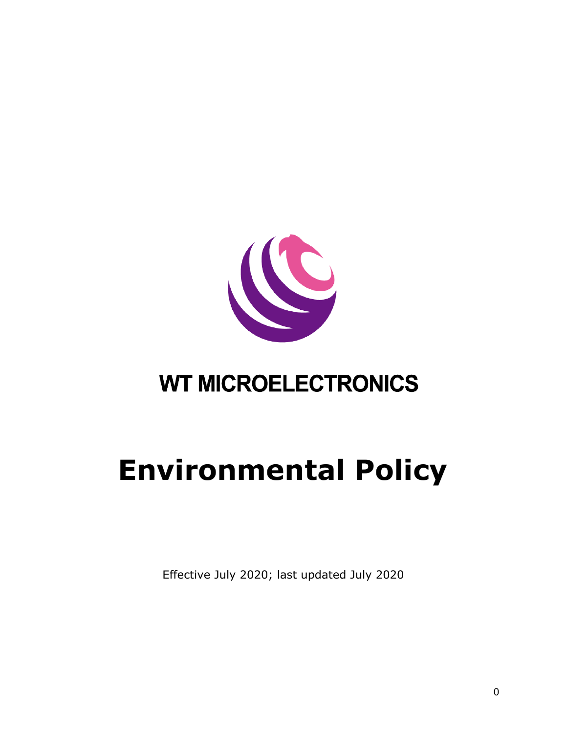WT MICROELECTRONICS

# Environmental Policy

Effective July 2020; last updated July 2020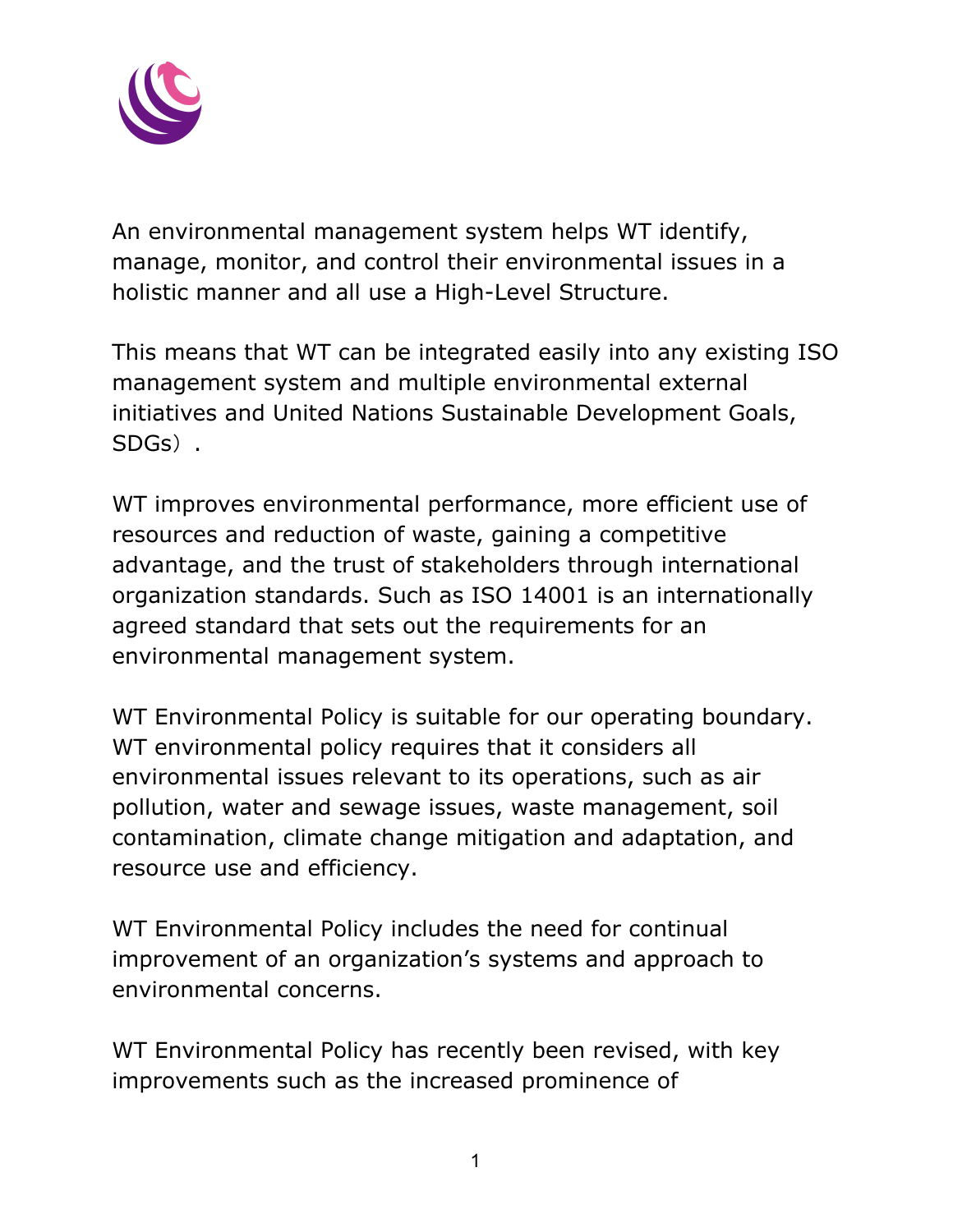An environmental management system helps WT identify, manage, monitor, and control their environmental issues in a holistic manner and all use a High-Level Structure.

This means that WT can be integrated easily into any existing ISO management system and multiple environmental external initiatives and United Nations Sustainable Development Goals, SDGs）.

WT improves environmental performance, more efficient use of resources and reduction of waste, gaining a competitive advantage, and the trust of stakeholders through international organization standards. Such as ISO 14001 is an internationally agreed standard that sets out the requirements for an environmental management system.

WT Environmental Policy is suitable for our operating boundary. WT environmental policy requires that it considers all environmental issues relevant to its operations, such as air pollution, water and sewage issues, waste management, soil contamination, climate change mitigation and adaptation, and resource use and efficiency.

WT Environmental Policy includes the need for continual improvement of an organization's systems and approach to environmental concerns.

WT Environmental Policy has recently been revised, with key improvements such as the increased prominence of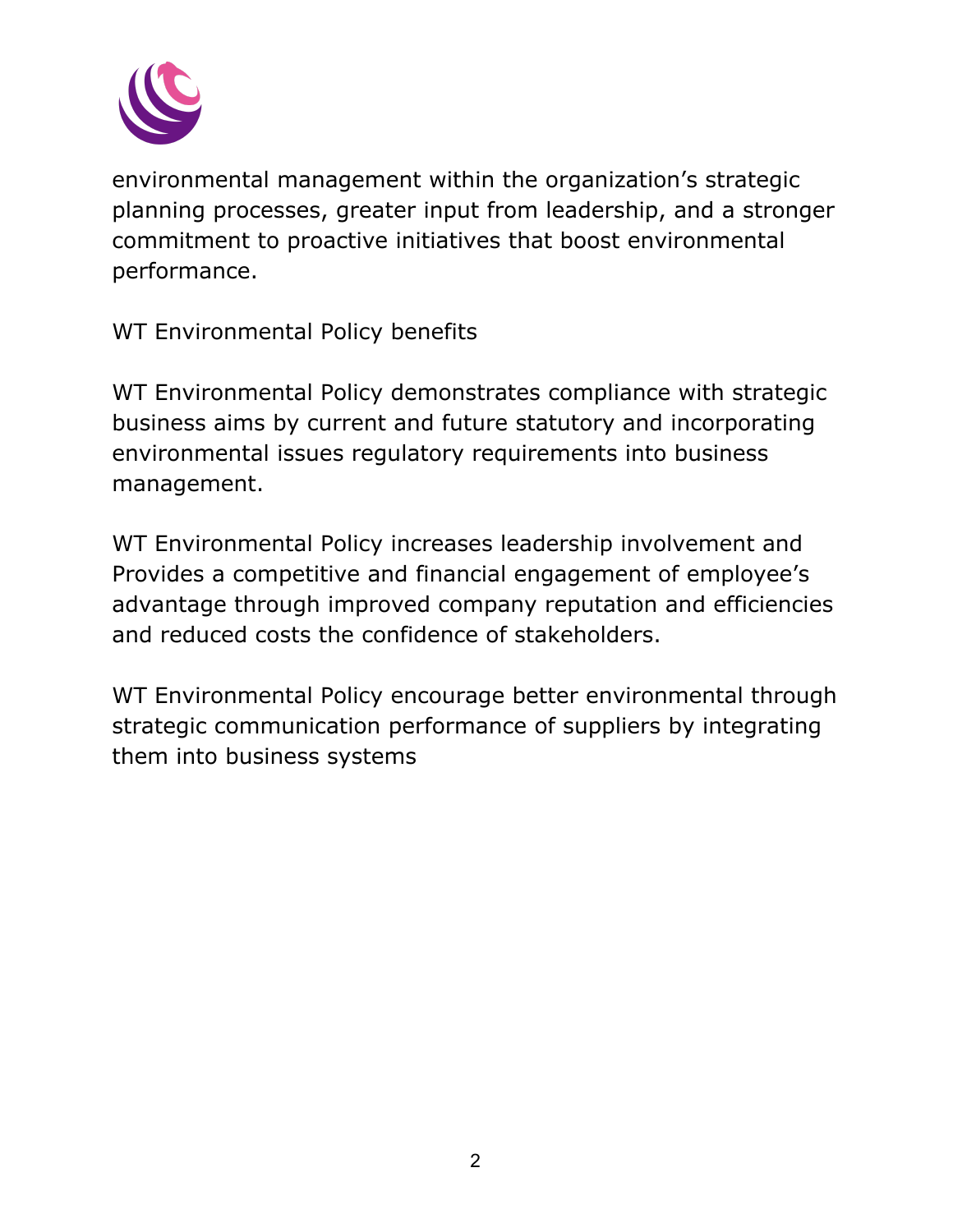environmental management within the organization's strategic planning processes, greater input from leadership, and a stronger commitment to proactive initiatives that boost environmental performance.

WT Environmental Policy benefits

WT Environmental Policy demonstrates compliance with strategic business aims by current and future statutory and incorporating environmental issues regulatory requirements into business management.

WT Environmental Policy increases leadership involvement and Provides a competitive and financial engagement of employee's advantage through improved company reputation and efficiencies and reduced costs the confidence of stakeholders.

WT Environmental Policy encourage better environmental through strategic communication performance of suppliers by integrating them into business systems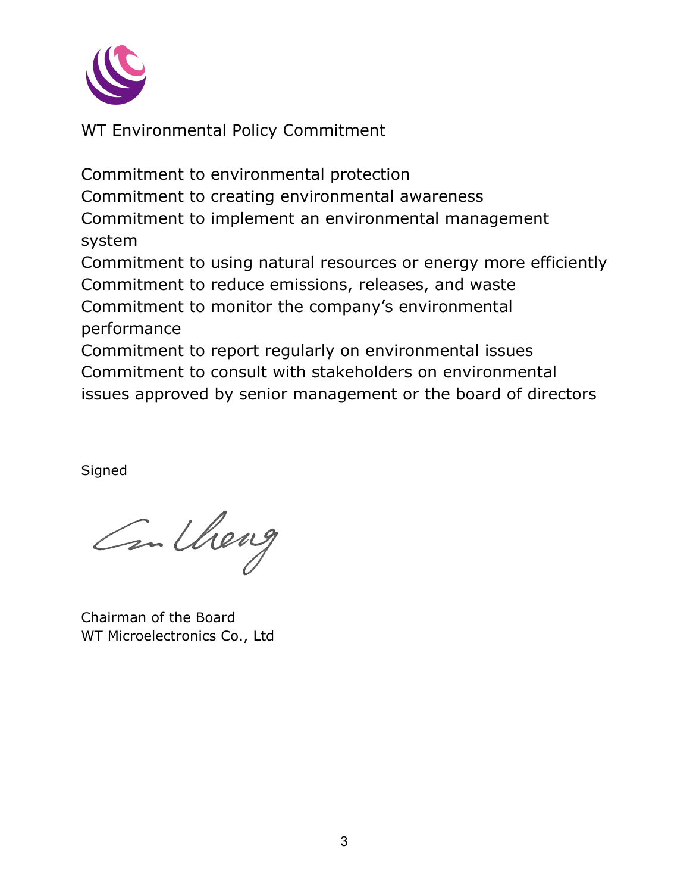WT Environmental Policy Commitment

Commitment to environmental protection
Commitment to creating environmental awareness
Commitment to implement an environmental management system
Commitment to using natural resources or energy more efficiently
Commitment to reduce emissions, releases, and waste
Commitment to monitor the company's environmental performance
Commitment to report regularly on environmental issues
Commitment to consult with stakeholders on environmental issues approved by senior management or the board of directors

Signed

Chairman of the Board
WT Microelectronics Co., Ltd